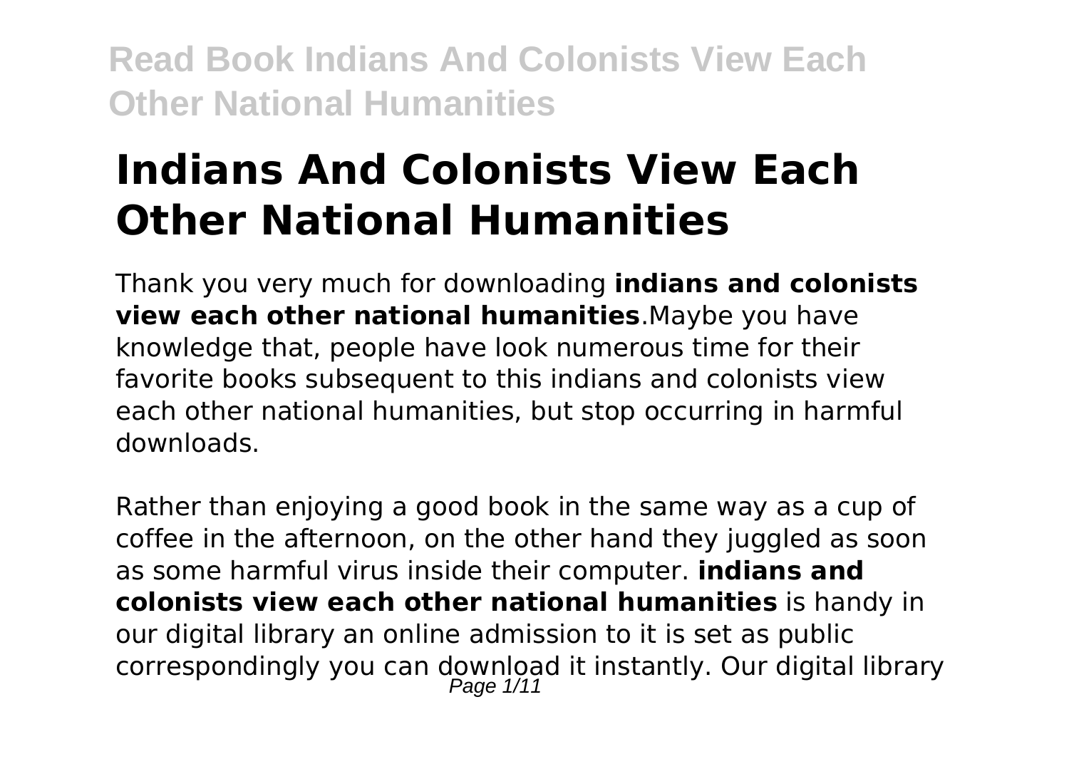# Indians And Colonists View Each Other National Humanities

Thank you very much for downloading **indians and colonists view each other national humanities**.Maybe you have knowledge that, people have look numerous time for their favorite books subsequent to this indians and colonists view each other national humanities, but stop occurring in harmful downloads.

Rather than enjoying a good book in the same way as a cup of coffee in the afternoon, on the other hand they juggled as soon as some harmful virus inside their computer. **indians and colonists view each other national humanities** is handy in our digital library an online admission to it is set as public correspondingly you can download it instantly. Our digital library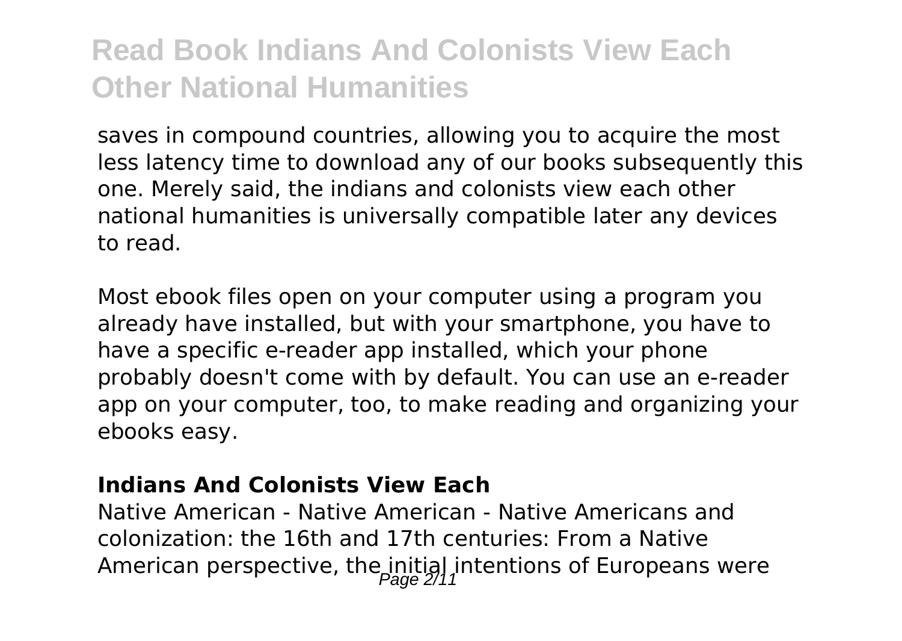saves in compound countries, allowing you to acquire the most less latency time to download any of our books subsequently this one. Merely said, the indians and colonists view each other national humanities is universally compatible later any devices to read.

Most ebook files open on your computer using a program you already have installed, but with your smartphone, you have to have a specific e-reader app installed, which your phone probably doesn't come with by default. You can use an e-reader app on your computer, too, to make reading and organizing your ebooks easy.

### Indians And Colonists View Each

Native American - Native American - Native Americans and colonization: the 16th and 17th centuries: From a Native American perspective, the initial intentions of Europeans were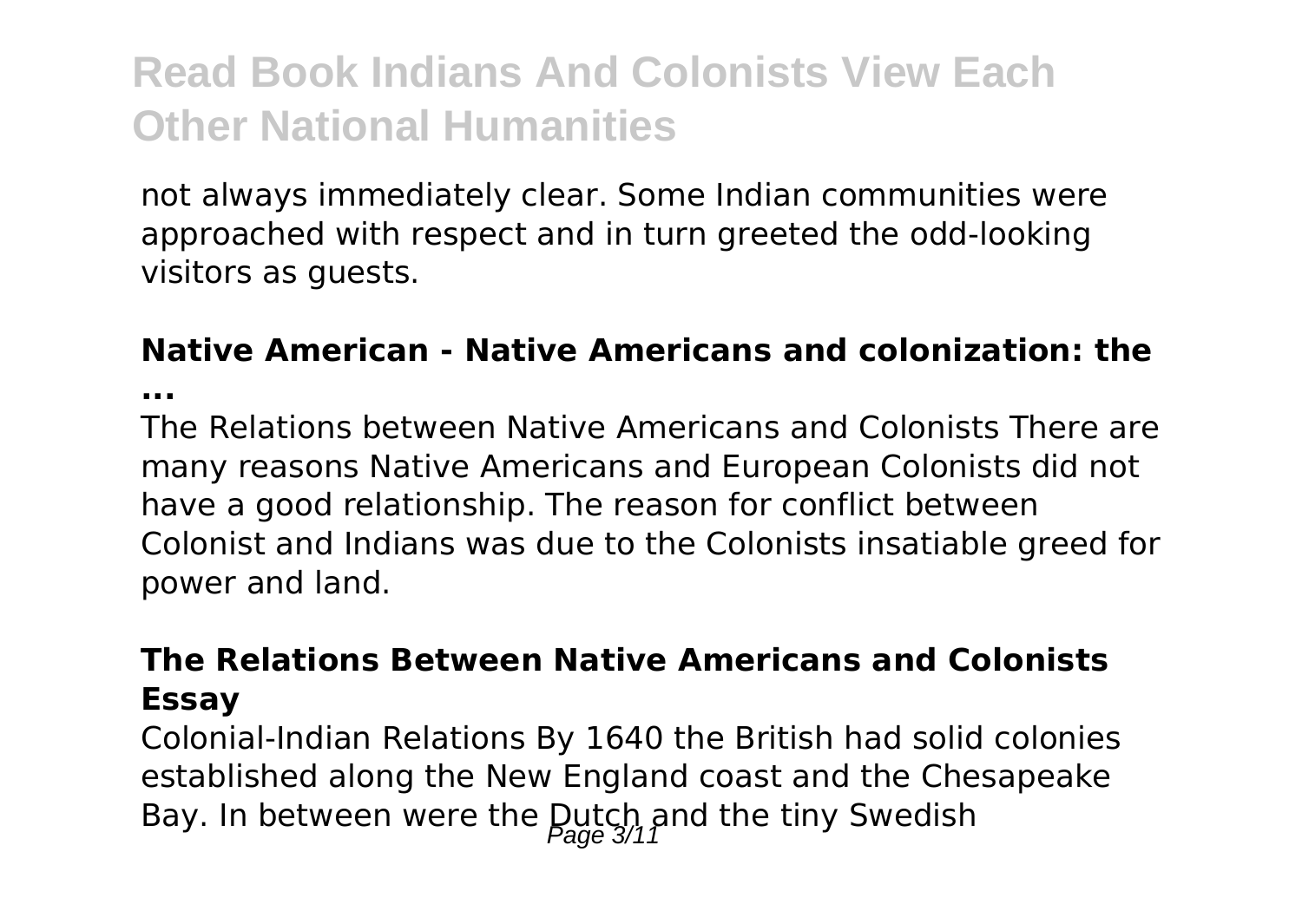not always immediately clear. Some Indian communities were approached with respect and in turn greeted the odd-looking visitors as guests.

### Native American - Native Americans and colonization: the ...

The Relations between Native Americans and Colonists There are many reasons Native Americans and European Colonists did not have a good relationship. The reason for conflict between Colonist and Indians was due to the Colonists insatiable greed for power and land.

### The Relations Between Native Americans and Colonists Essay

Colonial-Indian Relations By 1640 the British had solid colonies established along the New England coast and the Chesapeake Bay. In between were the Dutch and the tiny Swedish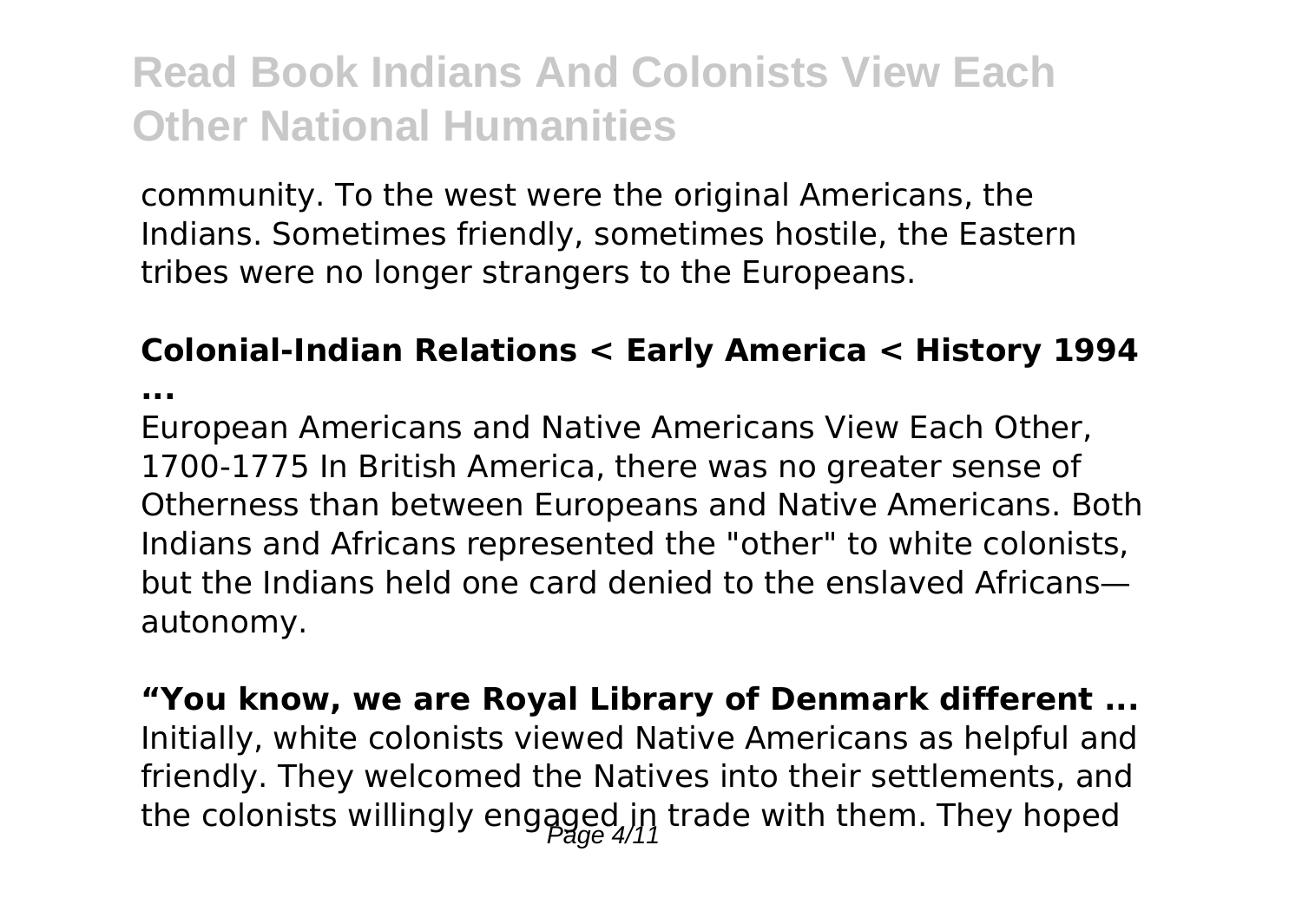community. To the west were the original Americans, the Indians. Sometimes friendly, sometimes hostile, the Eastern tribes were no longer strangers to the Europeans.

**Colonial-Indian Relations < Early America < History 1994 ...**

European Americans and Native Americans View Each Other, 1700-1775 In British America, there was no greater sense of Otherness than between Europeans and Native Americans. Both Indians and Africans represented the "other" to white colonists, but the Indians held one card denied to the enslaved Africans—autonomy.

**"You know, we are Royal Library of Denmark different ...**

Initially, white colonists viewed Native Americans as helpful and friendly. They welcomed the Natives into their settlements, and the colonists willingly engaged in trade with them. They hoped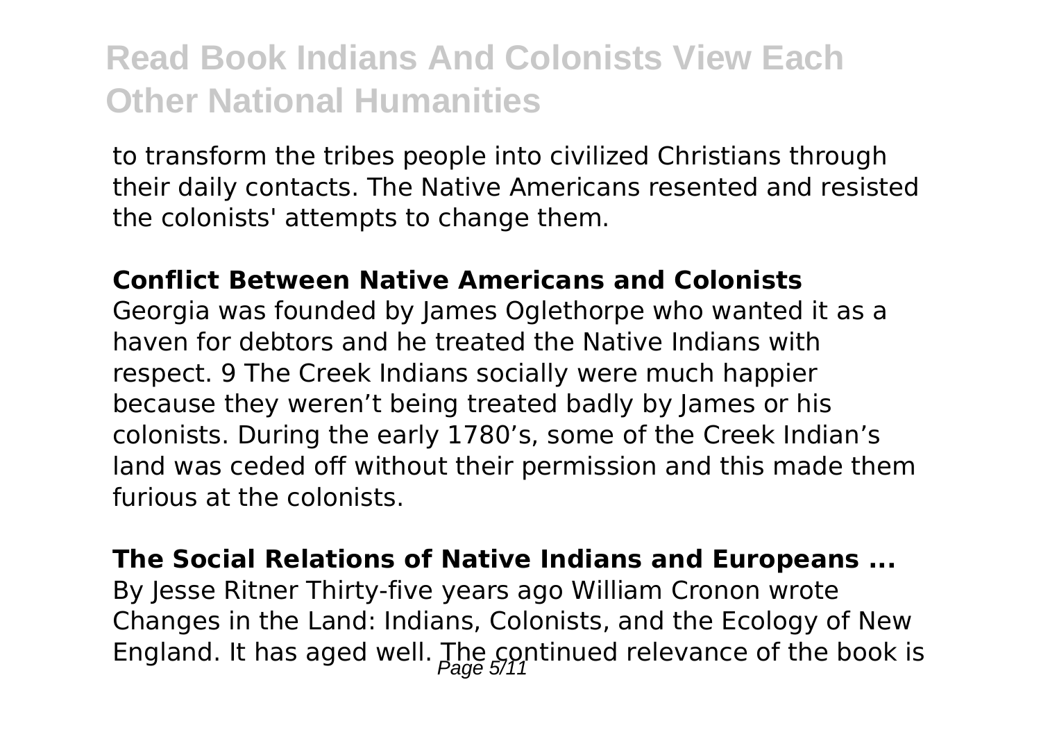to transform the tribes people into civilized Christians through their daily contacts. The Native Americans resented and resisted the colonists' attempts to change them.

**Conflict Between Native Americans and Colonists**

Georgia was founded by James Oglethorpe who wanted it as a haven for debtors and he treated the Native Indians with respect. 9 The Creek Indians socially were much happier because they weren't being treated badly by James or his colonists. During the early 1780's, some of the Creek Indian's land was ceded off without their permission and this made them furious at the colonists.

**The Social Relations of Native Indians and Europeans ...**

By Jesse Ritner Thirty-five years ago William Cronon wrote Changes in the Land: Indians, Colonists, and the Ecology of New England. It has aged well. The continued relevance of the book is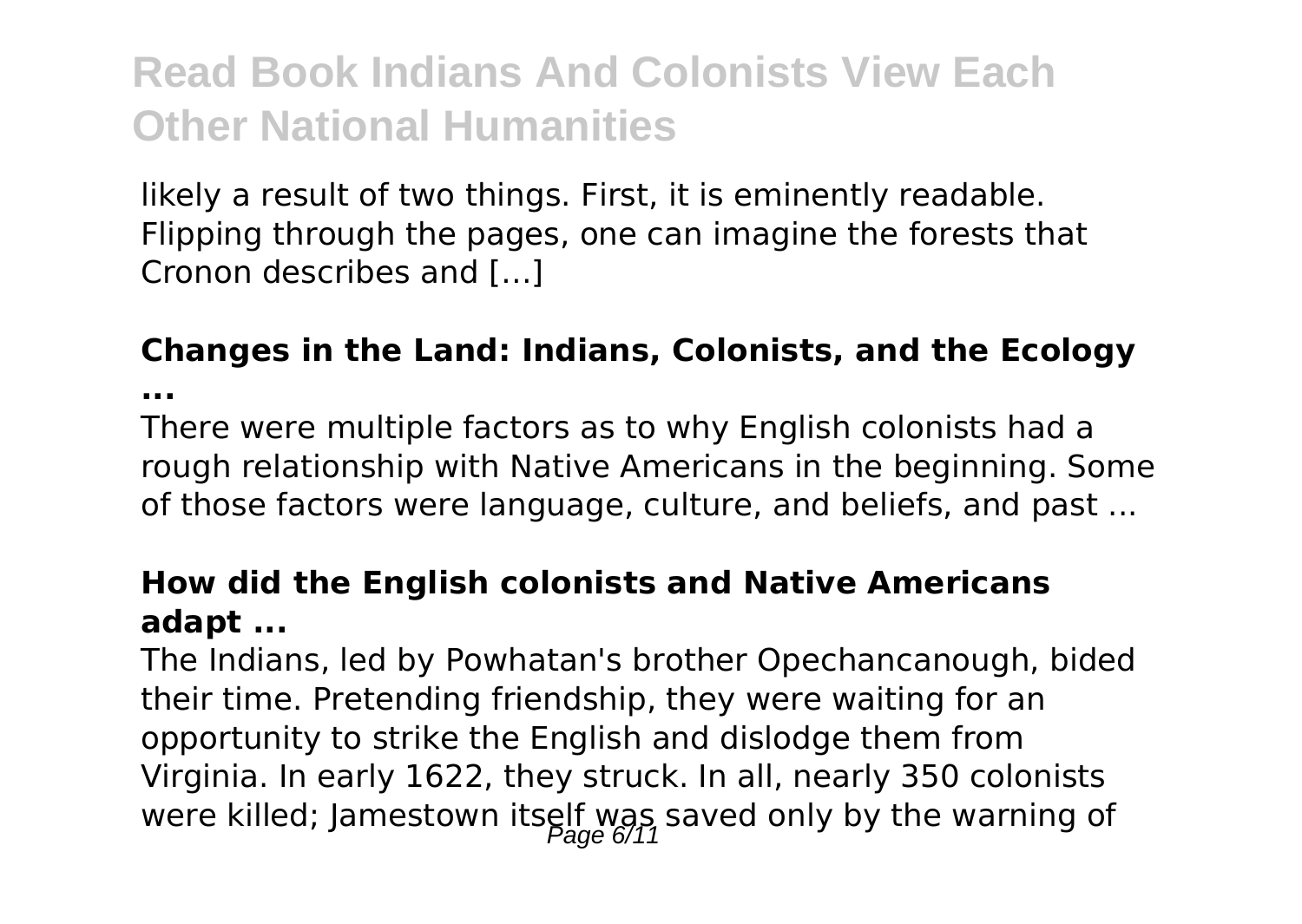likely a result of two things. First, it is eminently readable. Flipping through the pages, one can imagine the forests that Cronon describes and […]

### Changes in the Land: Indians, Colonists, and the Ecology ...

There were multiple factors as to why English colonists had a rough relationship with Native Americans in the beginning. Some of those factors were language, culture, and beliefs, and past ...

### How did the English colonists and Native Americans adapt ...

The Indians, led by Powhatan's brother Opechancanough, bided their time. Pretending friendship, they were waiting for an opportunity to strike the English and dislodge them from Virginia. In early 1622, they struck. In all, nearly 350 colonists were killed; Jamestown itself was saved only by the warning of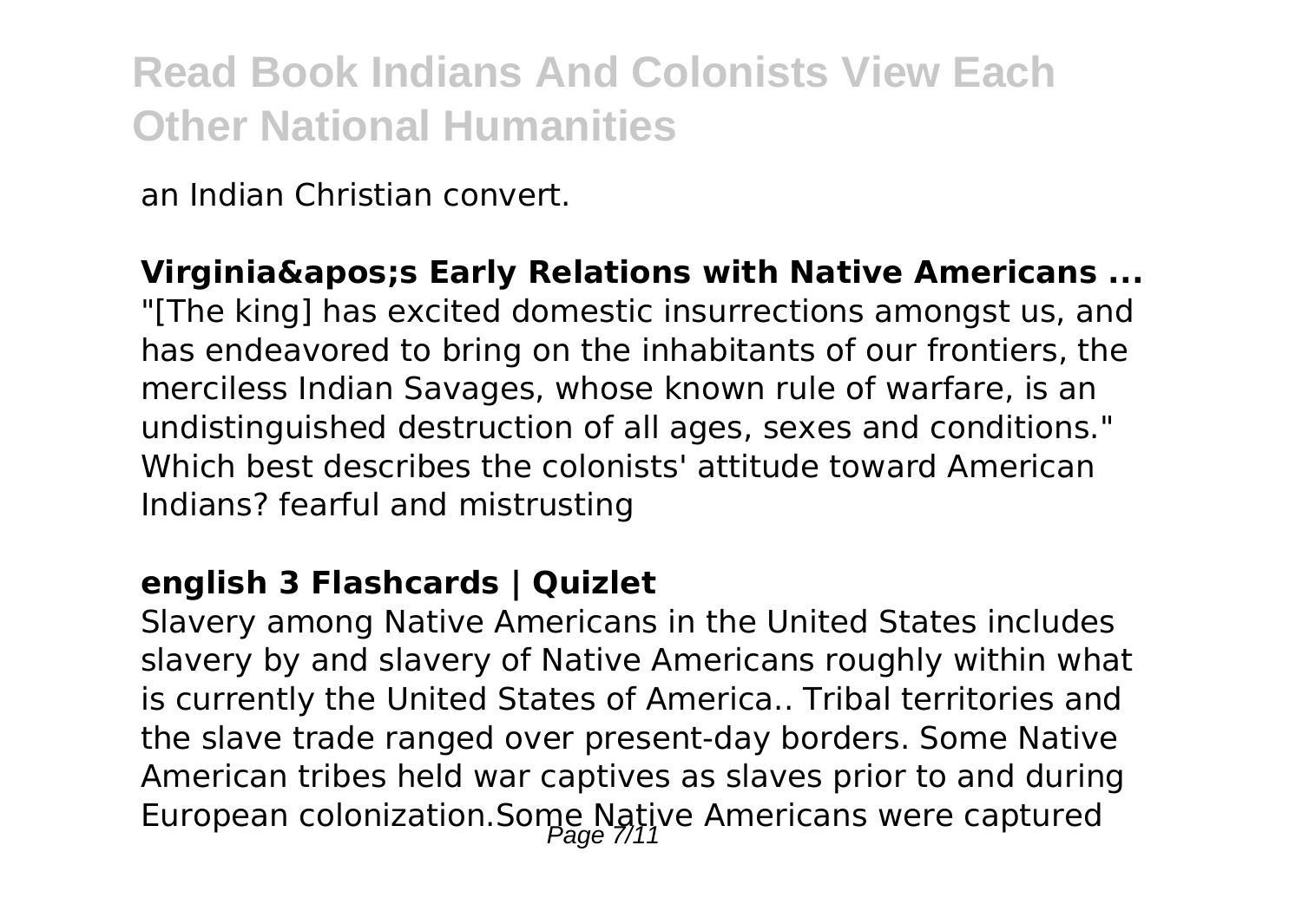an Indian Christian convert.

**Virginia&apos;s Early Relations with Native Americans ...**

"[The king] has excited domestic insurrections amongst us, and has endeavored to bring on the inhabitants of our frontiers, the merciless Indian Savages, whose known rule of warfare, is an undistinguished destruction of all ages, sexes and conditions." Which best describes the colonists' attitude toward American Indians? fearful and mistrusting

**english 3 Flashcards | Quizlet**

Slavery among Native Americans in the United States includes slavery by and slavery of Native Americans roughly within what is currently the United States of America.. Tribal territories and the slave trade ranged over present-day borders. Some Native American tribes held war captives as slaves prior to and during European colonization.Some Native Americans were captured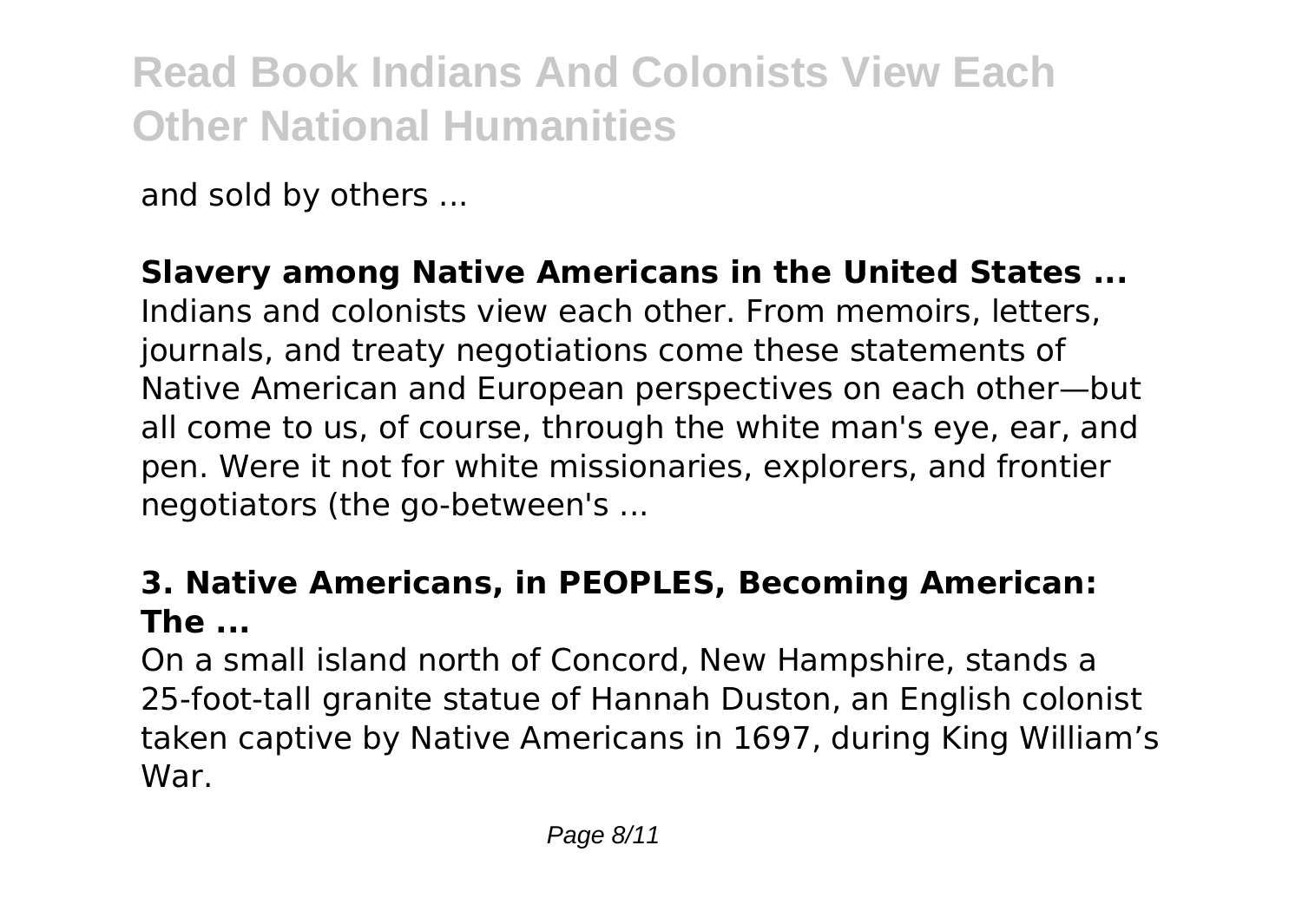and sold by others ...

**Slavery among Native Americans in the United States ...**

Indians and colonists view each other. From memoirs, letters, journals, and treaty negotiations come these statements of Native American and European perspectives on each other—but all come to us, of course, through the white man's eye, ear, and pen. Were it not for white missionaries, explorers, and frontier negotiators (the go-between's ...

**3. Native Americans, in PEOPLES, Becoming American: The ...**

On a small island north of Concord, New Hampshire, stands a 25-foot-tall granite statue of Hannah Duston, an English colonist taken captive by Native Americans in 1697, during King William's War.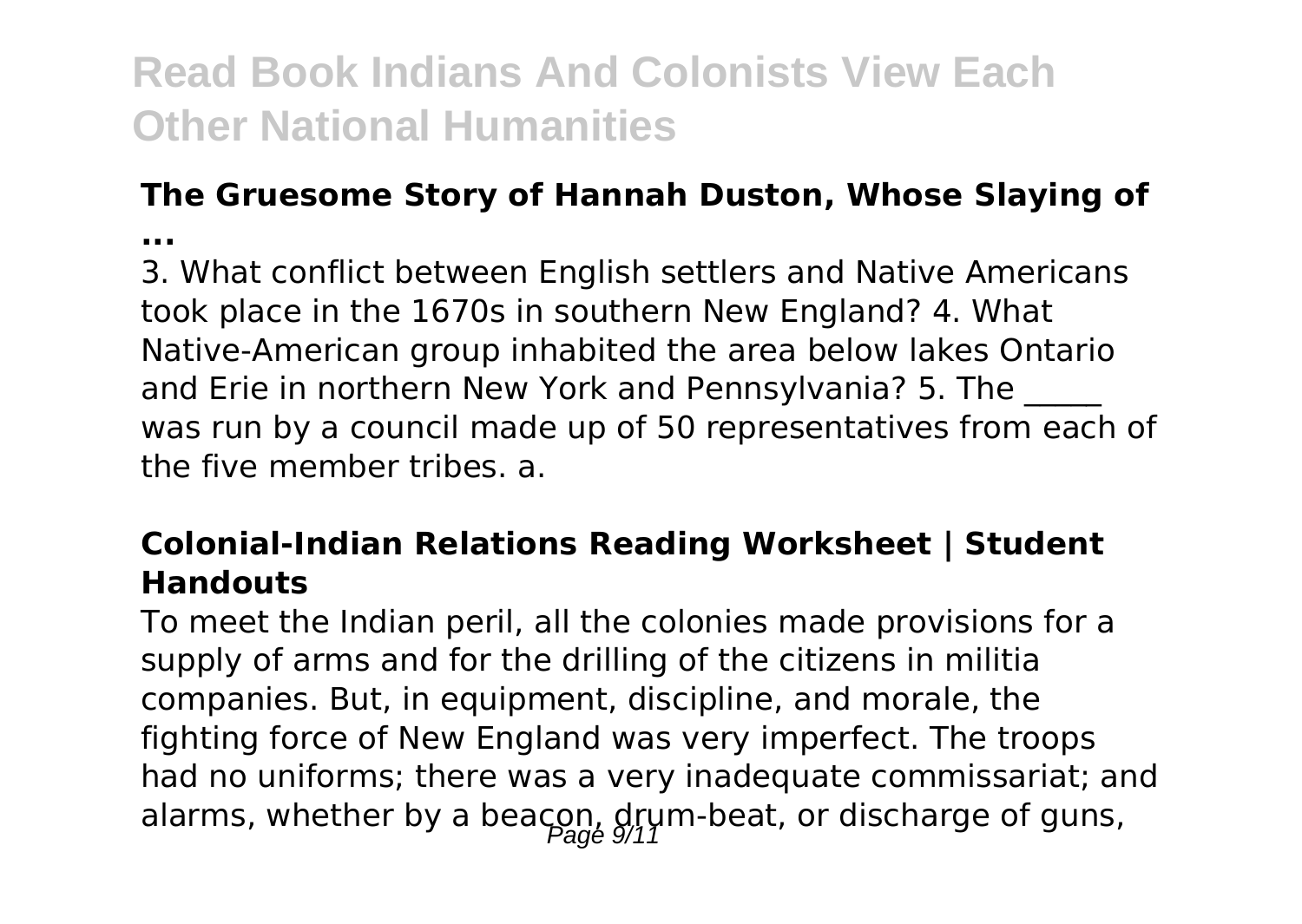### The Gruesome Story of Hannah Duston, Whose Slaying of ...

3. What conflict between English settlers and Native Americans took place in the 1670s in southern New England? 4. What Native-American group inhabited the area below lakes Ontario and Erie in northern New York and Pennsylvania? 5. The _____ was run by a council made up of 50 representatives from each of the five member tribes. a.

### Colonial-Indian Relations Reading Worksheet | Student Handouts

To meet the Indian peril, all the colonies made provisions for a supply of arms and for the drilling of the citizens in militia companies. But, in equipment, discipline, and morale, the fighting force of New England was very imperfect. The troops had no uniforms; there was a very inadequate commissariat; and alarms, whether by a beacon, drum-beat, or discharge of guns,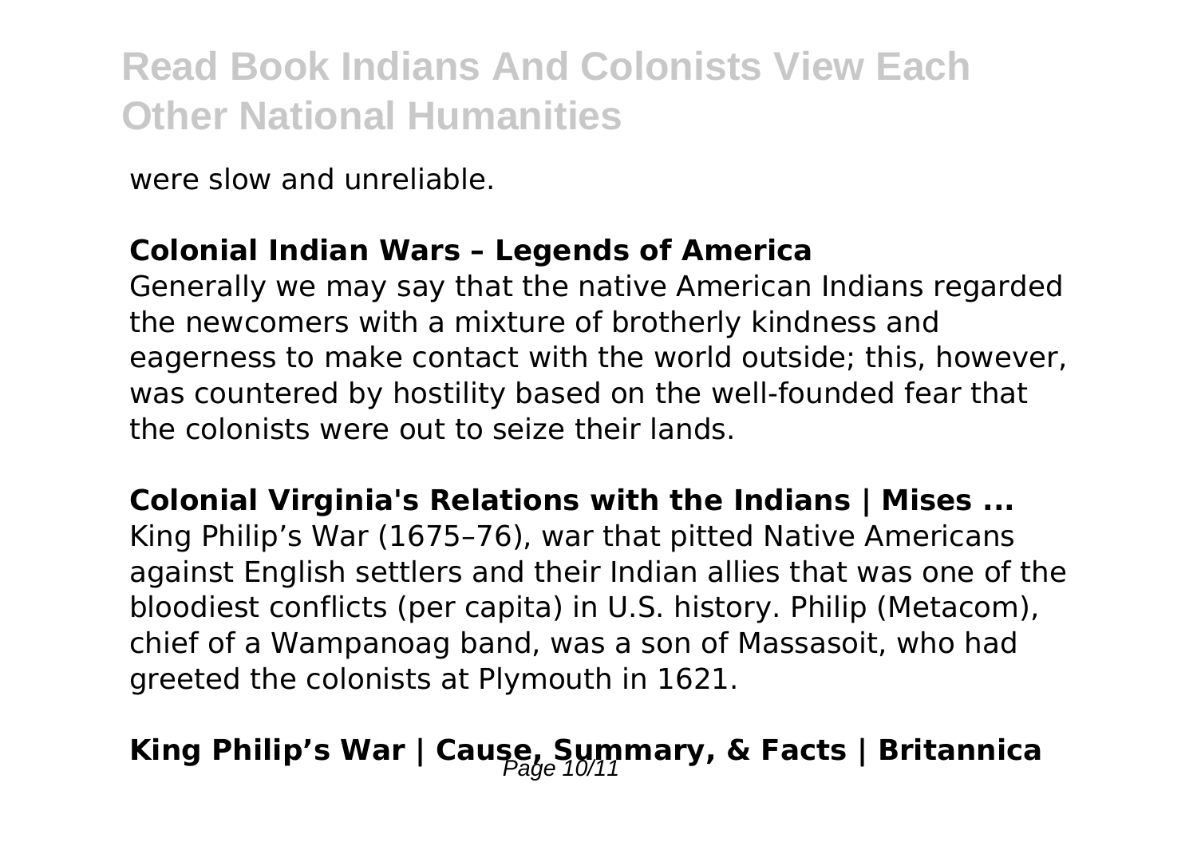were slow and unreliable.

**Colonial Indian Wars – Legends of America**

Generally we may say that the native American Indians regarded the newcomers with a mixture of brotherly kindness and eagerness to make contact with the world outside; this, however, was countered by hostility based on the well-founded fear that the colonists were out to seize their lands.

**Colonial Virginia's Relations with the Indians | Mises ...**

King Philip's War (1675–76), war that pitted Native Americans against English settlers and their Indian allies that was one of the bloodiest conflicts (per capita) in U.S. history. Philip (Metacom), chief of a Wampanoag band, was a son of Massasoit, who had greeted the colonists at Plymouth in 1621.

**King Philip's War | Cause, Summary, & Facts | Britannica**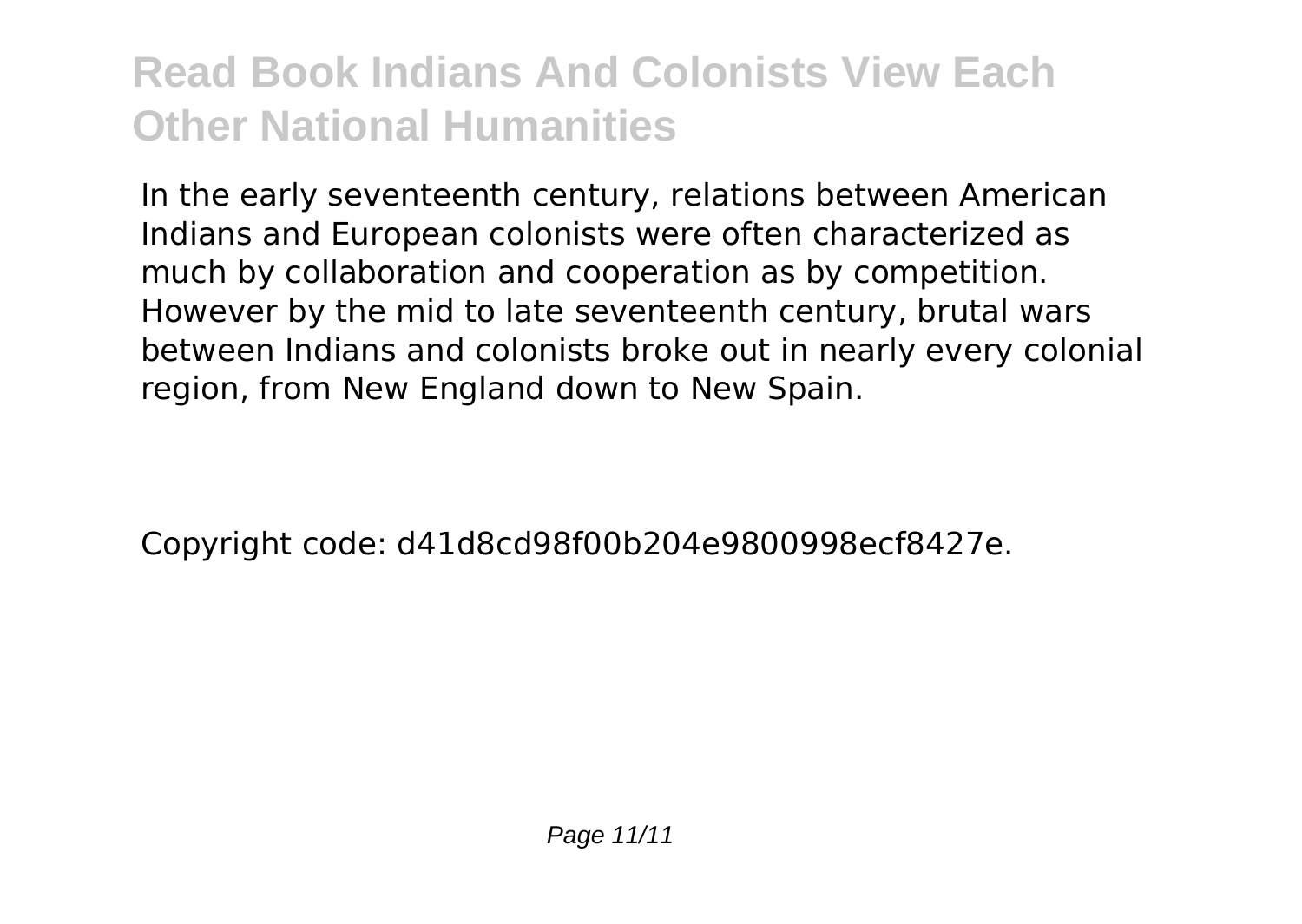In the early seventeenth century, relations between American Indians and European colonists were often characterized as much by collaboration and cooperation as by competition. However by the mid to late seventeenth century, brutal wars between Indians and colonists broke out in nearly every colonial region, from New England down to New Spain.

Copyright code: d41d8cd98f00b204e9800998ecf8427e.